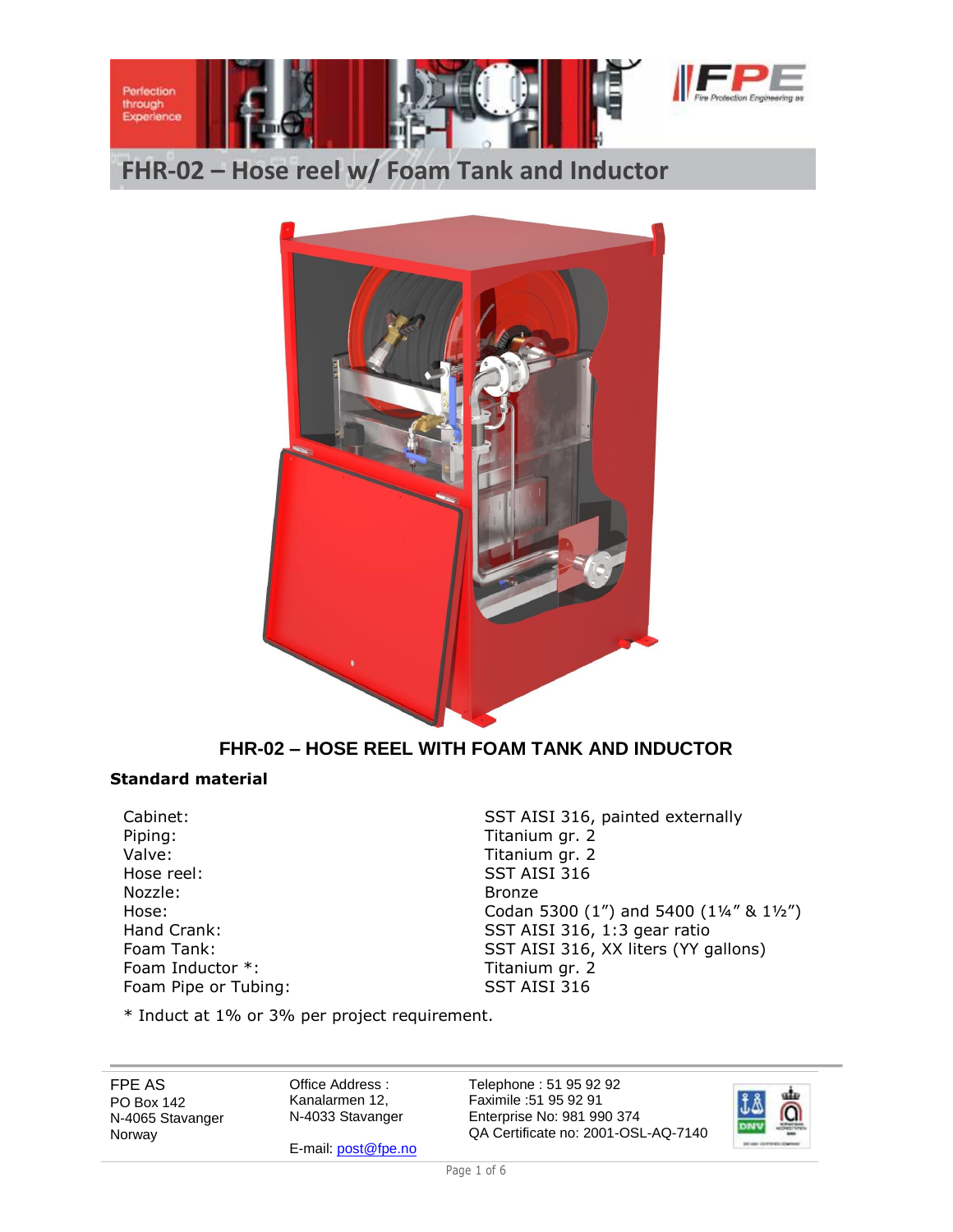# FHR-02 – Hose reel w/ Foam Tank and Inductor

## FHR-02 – HOSE REEL WITH FOAM TANK AND INDUCTOR

### Standard material

| | |
|---|---|
| Cabinet: | SST AISI 316, painted externally |
| Piping: | Titanium gr. 2 |
| Valve: | Titanium gr. 2 |
| Hose reel: | SST AISI 316 |
| Nozzle: | Bronze |
| Hose: | Codan 5300 (1") and 5400 (1¼" & 1½") |
| Hand Crank: | SST AISI 316, 1:3 gear ratio |
| Foam Tank: | SST AISI 316, XX liters (YY gallons) |
| Foam Inductor *: | Titanium gr. 2 |
| Foam Pipe or Tubing: | SST AISI 316 |

* Induct at 1% or 3% per project requirement.

FPE AS
PO Box 142
N-4065 Stavanger
Norway

Office Address :
Kanalarmen 12,
N-4033 Stavanger

E-mail: post@fpe.no

Telephone : 51 95 92 92
Faximile :51 95 92 91
Enterprise No: 981 990 374
QA Certificate no: 2001-OSL-AQ-7140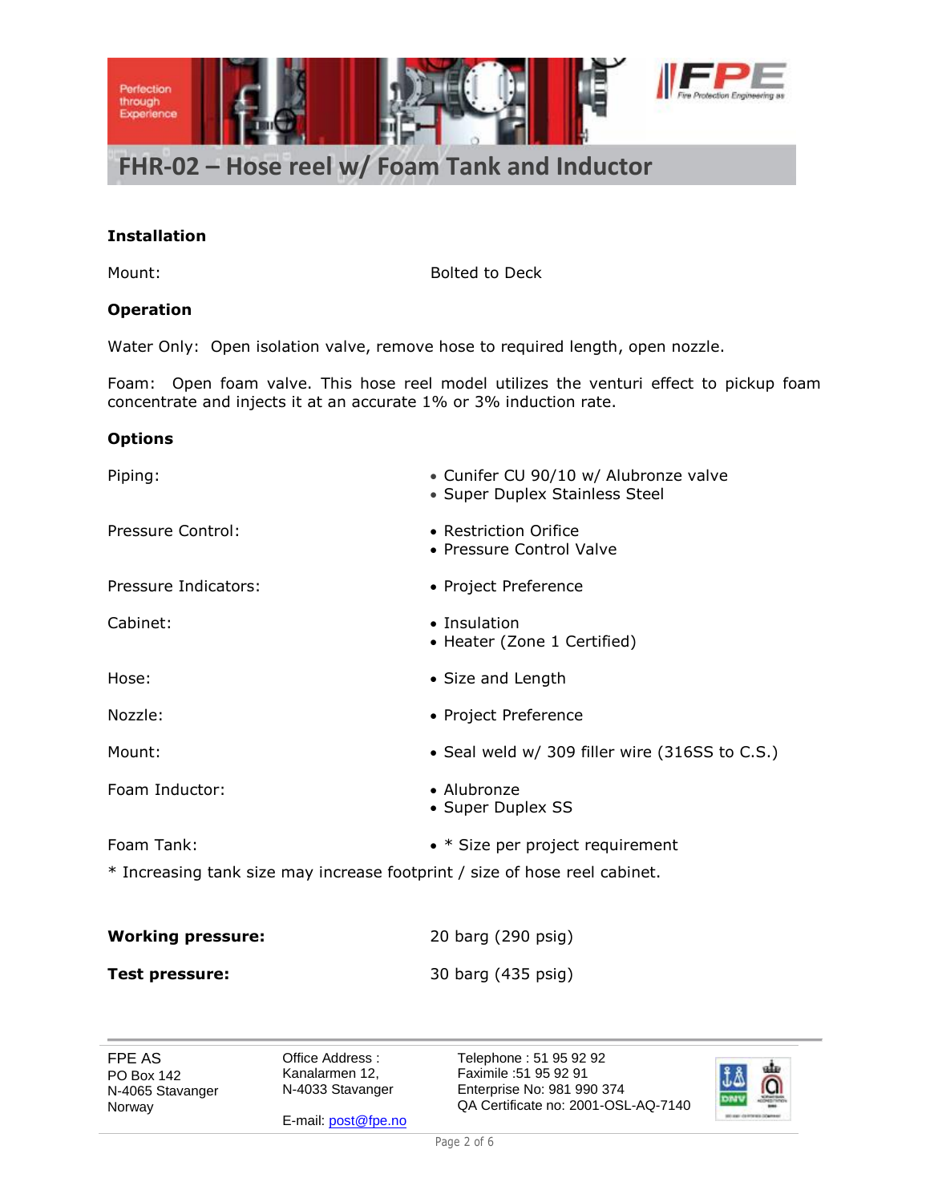# FHR-02 – Hose reel w/ Foam Tank and Inductor

**Installation**

| | |
|---|---|
| Mount: | Bolted to Deck |

**Operation**

Water Only: Open isolation valve, remove hose to required length, open nozzle.

Foam: Open foam valve. This hose reel model utilizes the venturi effect to pickup foam concentrate and injects it at an accurate 1% or 3% induction rate.

**Options**

| | |
|---|---|
| Piping: | • Cunifer CU 90/10 w/ Alubronze valve<br>• Super Duplex Stainless Steel |
| Pressure Control: | • Restriction Orifice<br>• Pressure Control Valve |
| Pressure Indicators: | • Project Preference |
| Cabinet: | • Insulation<br>• Heater (Zone 1 Certified) |
| Hose: | • Size and Length |
| Nozzle: | • Project Preference |
| Mount: | • Seal weld w/ 309 filler wire (316SS to C.S.) |
| Foam Inductor: | • Alubronze<br>• Super Duplex SS |
| Foam Tank: | • * Size per project requirement |

* Increasing tank size may increase footprint / size of hose reel cabinet.

| | |
|---|---|
| **Working pressure:** | 20 barg (290 psig) |
| **Test pressure:** | 30 barg (435 psig) |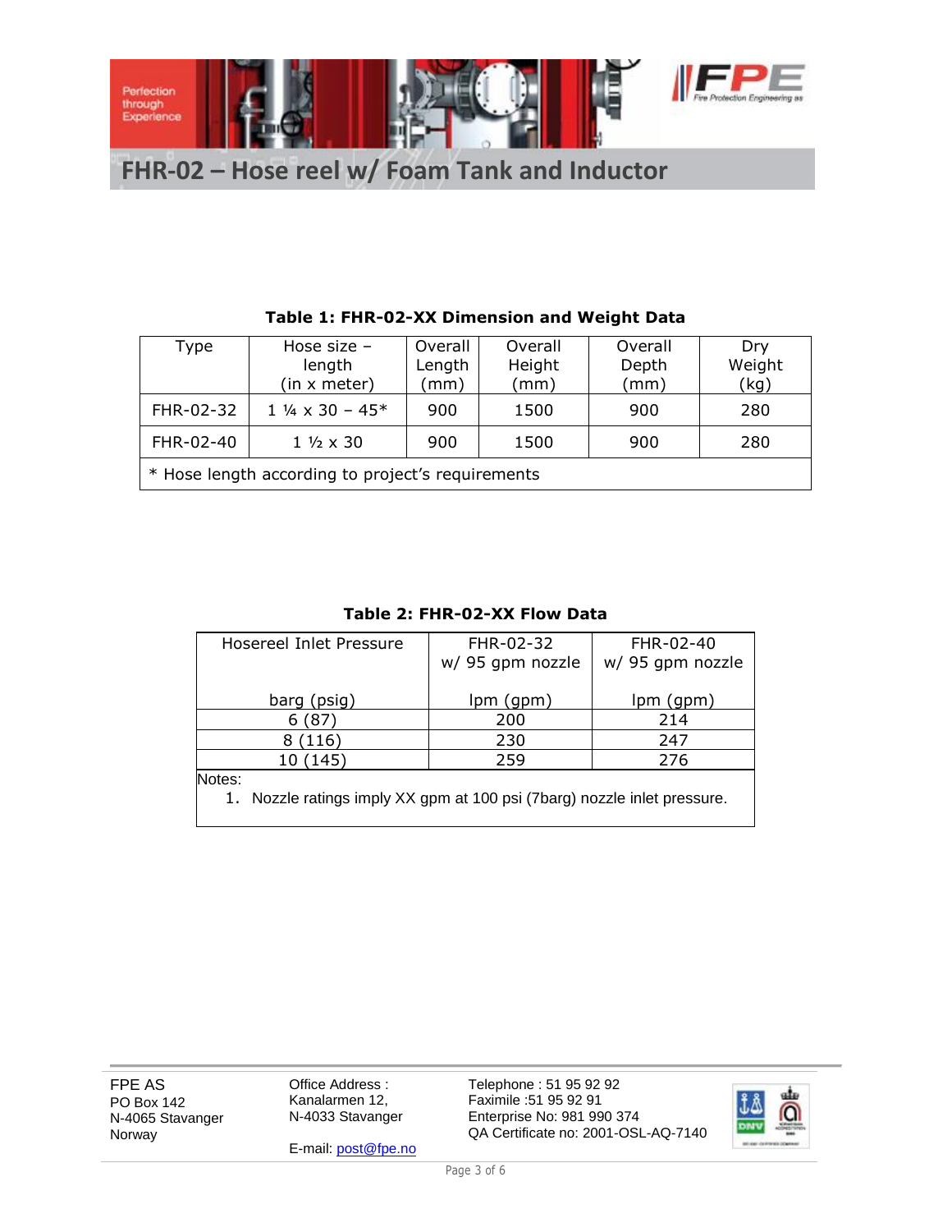# FHR-02 – Hose reel w/ Foam Tank and Inductor

**Table 1: FHR-02-XX Dimension and Weight Data**

| Type | Hose size – length (in x meter) | Overall Length (mm) | Overall Height (mm) | Overall Depth (mm) | Dry Weight (kg) |
|---|---|---|---|---|---|
| FHR-02-32 | 1 ¼ x 30 – 45* | 900 | 1500 | 900 | 280 |
| FHR-02-40 | 1 ½ x 30 | 900 | 1500 | 900 | 280 |

\* Hose length according to project's requirements

**Table 2: FHR-02-XX Flow Data**

| Hosereel Inlet Pressure | FHR-02-32 w/ 95 gpm nozzle | FHR-02-40 w/ 95 gpm nozzle |
|---|---|---|
| barg (psig) | lpm (gpm) | lpm (gpm) |
| 6 (87) | 200 | 214 |
| 8 (116) | 230 | 247 |
| 10 (145) | 259 | 276 |

Notes:

1. Nozzle ratings imply XX gpm at 100 psi (7barg) nozzle inlet pressure.

FPE AS
PO Box 142
N-4065 Stavanger
Norway

Office Address :
Kanalarmen 12,
N-4033 Stavanger

E-mail: post@fpe.no

Telephone : 51 95 92 92
Faximile :51 95 92 91
Enterprise No: 981 990 374
QA Certificate no: 2001-OSL-AQ-7140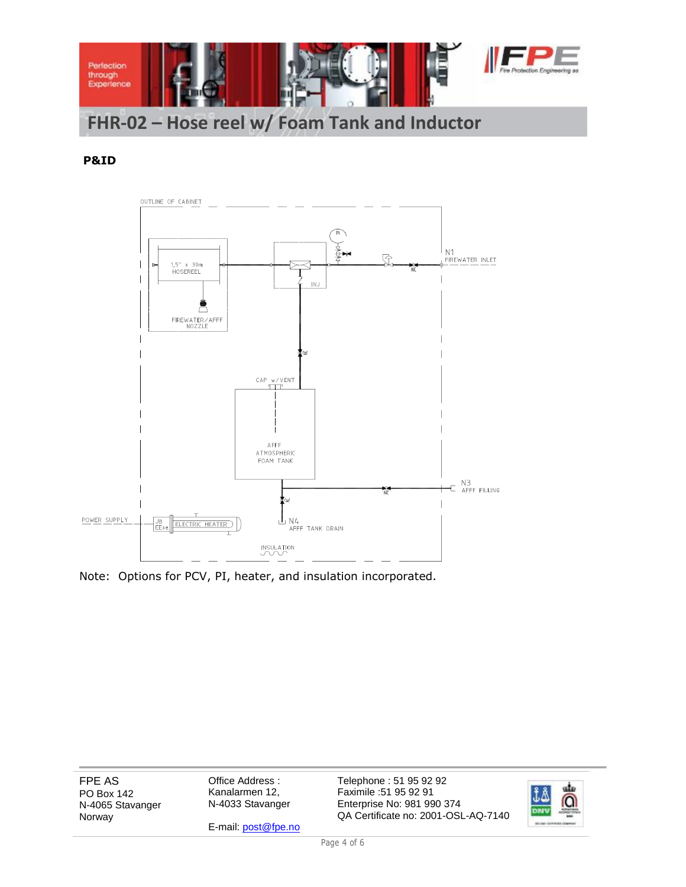# FHR-02 – Hose reel w/ Foam Tank and Inductor

**P&ID**

OUTLINE OF CABINET

1,5" x 30m HOSEREEL

FIREWATER/AFFF NOZZLE

PI

INJ

NC

N1 FIREWATER INLET

CAP w/VENT

AFFF ATMOSPHERIC FOAM TANK

NC

N3 AFFF FILLING

POWER SUPPLY

JB EExe

ELECTRIC HEATER

N4 AFFF TANK DRAIN

INSULATION

Note: Options for PCV, PI, heater, and insulation incorporated.

FPE AS
PO Box 142
N-4065 Stavanger
Norway

Office Address :
Kanalarmen 12,
N-4033 Stavanger

E-mail: post@fpe.no

Telephone : 51 95 92 92
Faximile :51 95 92 91
Enterprise No: 981 990 374
QA Certificate no: 2001-OSL-AQ-7140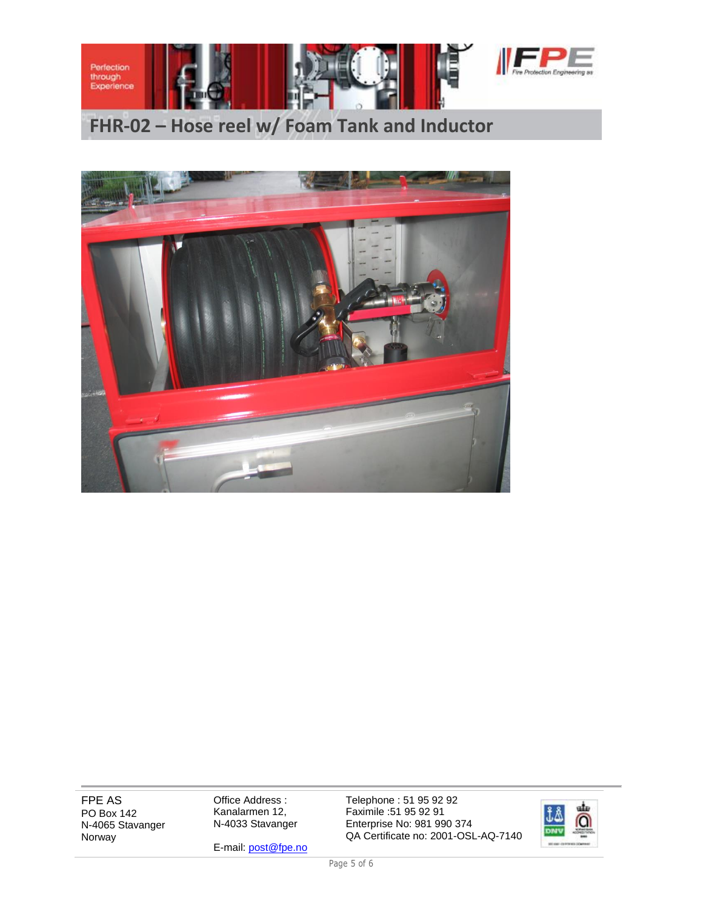# FHR-02 – Hose reel w/ Foam Tank and Inductor

FPE AS
PO Box 142
N-4065 Stavanger
Norway

Office Address :
Kanalarmen 12,
N-4033 Stavanger

E-mail: post@fpe.no

Telephone : 51 95 92 92
Faximile :51 95 92 91
Enterprise No: 981 990 374
QA Certificate no: 2001-OSL-AQ-7140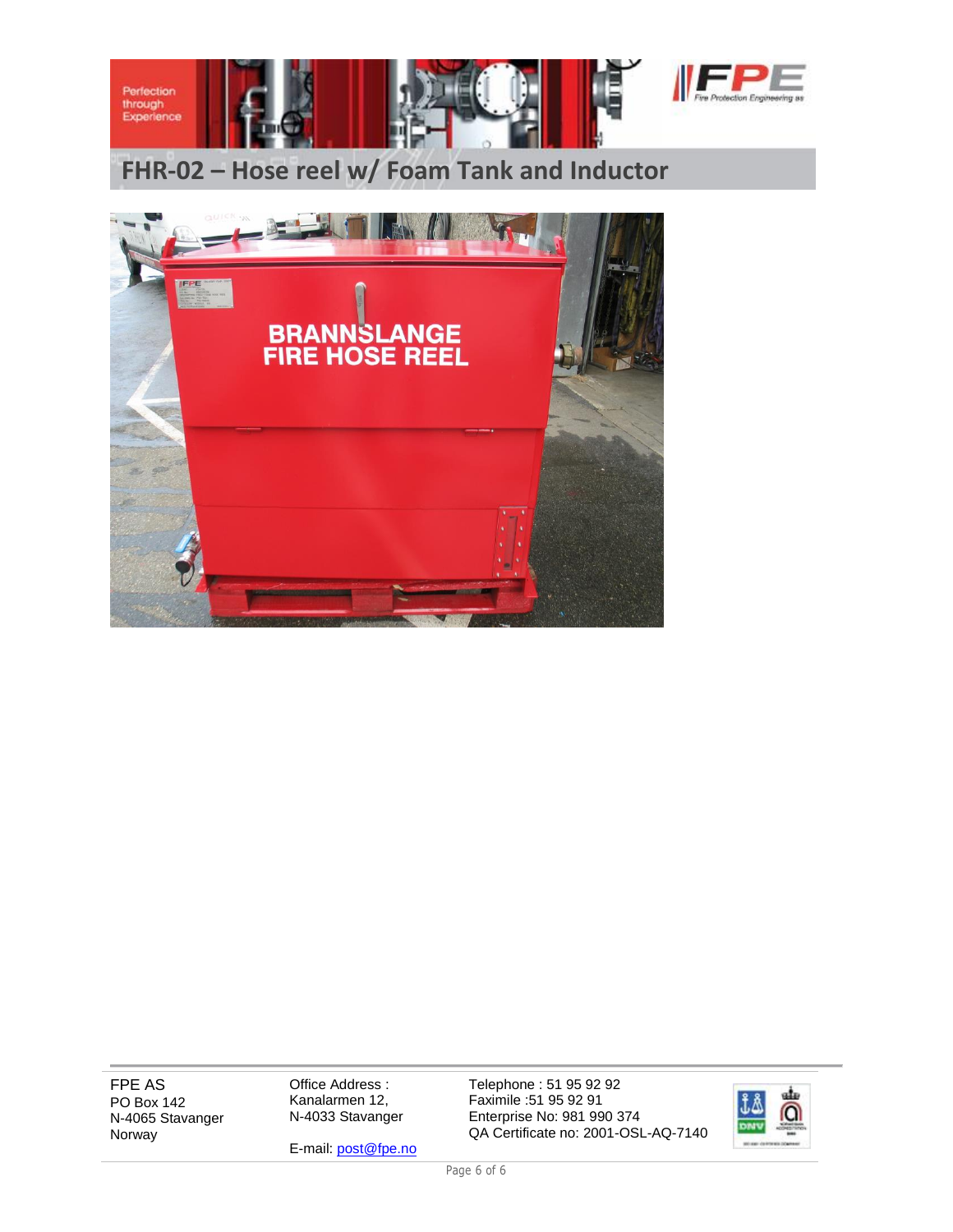# FHR-02 – Hose reel w/ Foam Tank and Inductor

FPE AS
PO Box 142
N-4065 Stavanger
Norway

Office Address :
Kanalarmen 12,
N-4033 Stavanger

E-mail: post@fpe.no

Telephone : 51 95 92 92
Faximile :51 95 92 91
Enterprise No: 981 990 374
QA Certificate no: 2001-OSL-AQ-7140